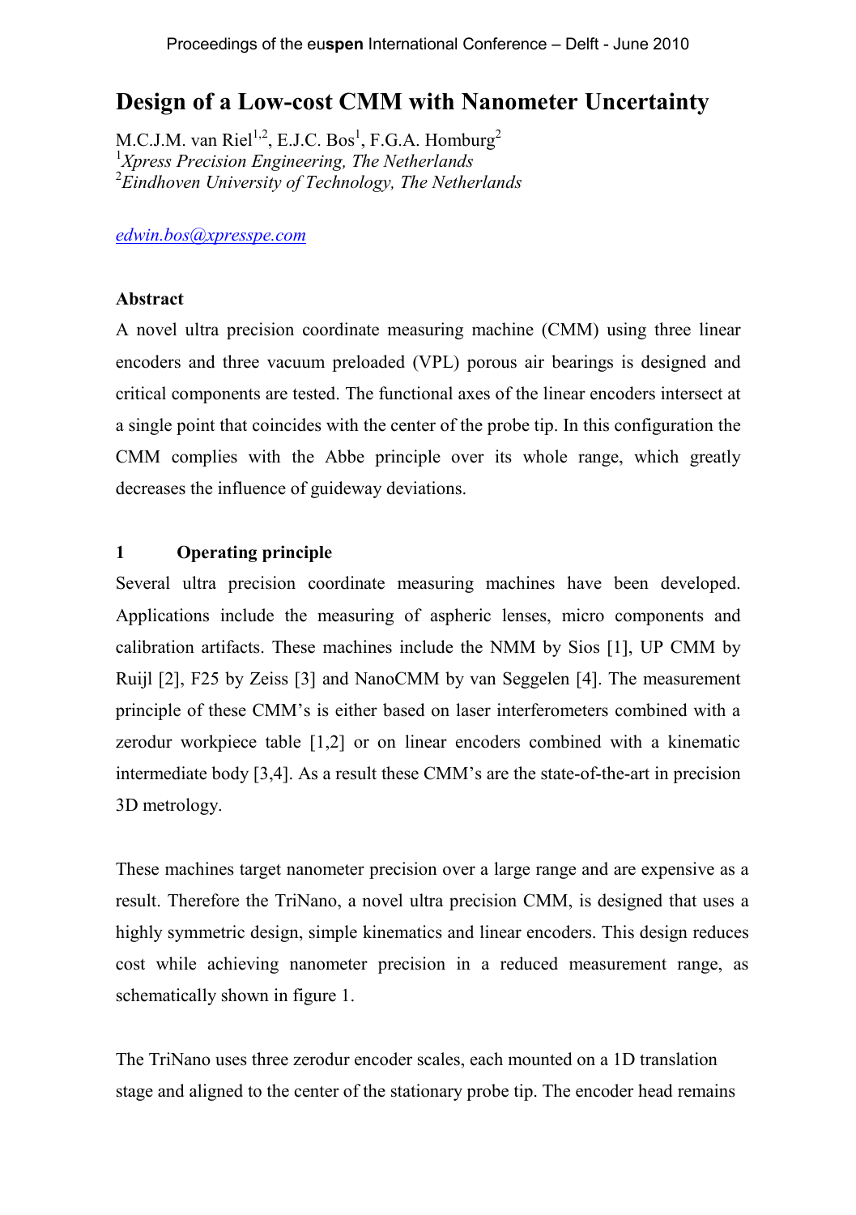# Design of a Low-cost CMM with Nanometer Uncertainty

M.C.J.M. van Riel[1,2], E.J.C. Bos[1], F.G.A. Homburg[2]

[1]*Xpress Precision Engineering, The Netherlands*

[2]*Eindhoven University of Technology, The Netherlands*

edwin.bos@xpresspe.com

## Abstract

A novel ultra precision coordinate measuring machine (CMM) using three linear encoders and three vacuum preloaded (VPL) porous air bearings is designed and critical components are tested. The functional axes of the linear encoders intersect at a single point that coincides with the center of the probe tip. In this configuration the CMM complies with the Abbe principle over its whole range, which greatly decreases the influence of guideway deviations.

## 1 Operating principle

Several ultra precision coordinate measuring machines have been developed. Applications include the measuring of aspheric lenses, micro components and calibration artifacts. These machines include the NMM by Sios [1], UP CMM by Ruijl [2], F25 by Zeiss [3] and NanoCMM by van Seggelen [4]. The measurement principle of these CMM's is either based on laser interferometers combined with a zerodur workpiece table [1,2] or on linear encoders combined with a kinematic intermediate body [3,4]. As a result these CMM's are the state-of-the-art in precision 3D metrology.

These machines target nanometer precision over a large range and are expensive as a result. Therefore the TriNano, a novel ultra precision CMM, is designed that uses a highly symmetric design, simple kinematics and linear encoders. This design reduces cost while achieving nanometer precision in a reduced measurement range, as schematically shown in figure 1.

The TriNano uses three zerodur encoder scales, each mounted on a 1D translation stage and aligned to the center of the stationary probe tip. The encoder head remains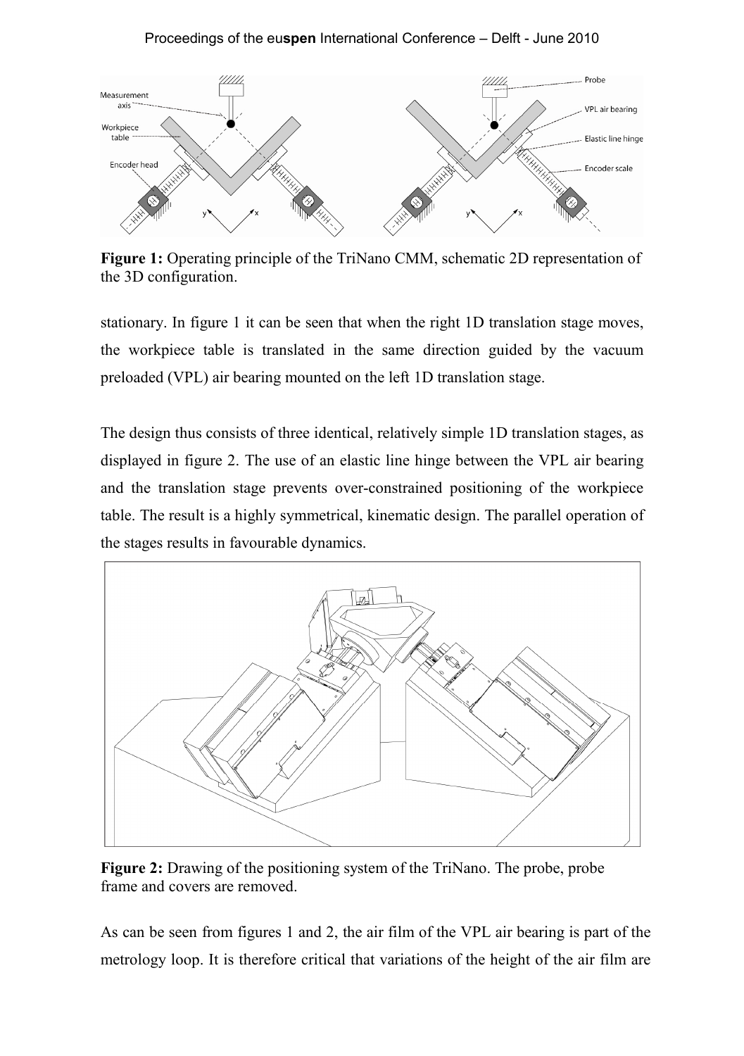Measurement axis

Workpiece table

Encoder head

Probe

VPL air bearing

Elastic line hinge

Encoder scale

y

x

y

x

**Figure 1:** Operating principle of the TriNano CMM, schematic 2D representation of the 3D configuration.

stationary. In figure 1 it can be seen that when the right 1D translation stage moves, the workpiece table is translated in the same direction guided by the vacuum preloaded (VPL) air bearing mounted on the left 1D translation stage.

The design thus consists of three identical, relatively simple 1D translation stages, as displayed in figure 2. The use of an elastic line hinge between the VPL air bearing and the translation stage prevents over-constrained positioning of the workpiece table. The result is a highly symmetrical, kinematic design. The parallel operation of the stages results in favourable dynamics.

**Figure 2:** Drawing of the positioning system of the TriNano. The probe, probe frame and covers are removed.

As can be seen from figures 1 and 2, the air film of the VPL air bearing is part of the metrology loop. It is therefore critical that variations of the height of the air film are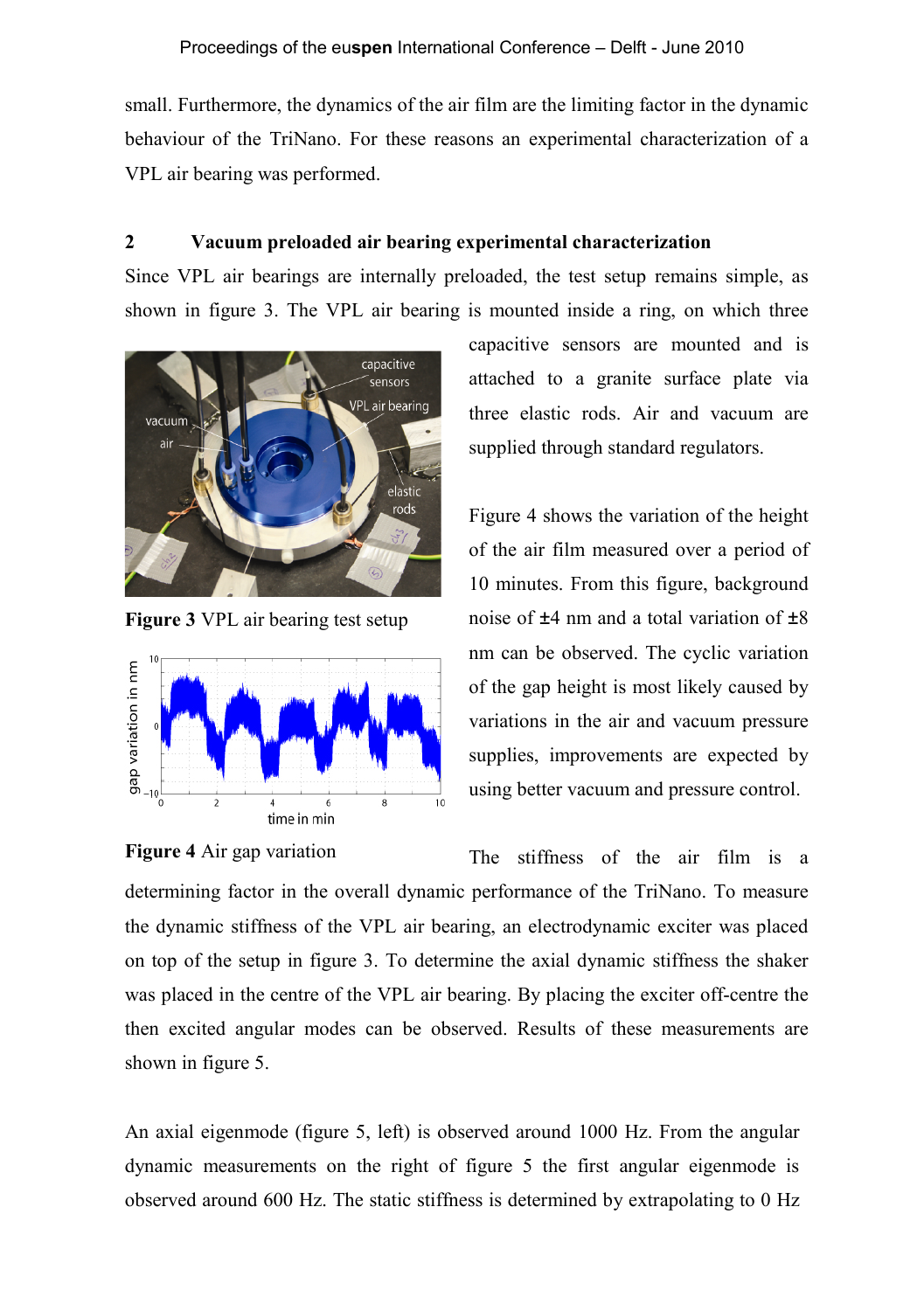small. Furthermore, the dynamics of the air film are the limiting factor in the dynamic behaviour of the TriNano. For these reasons an experimental characterization of a VPL air bearing was performed.

## 2 Vacuum preloaded air bearing experimental characterization

Since VPL air bearings are internally preloaded, the test setup remains simple, as shown in figure 3. The VPL air bearing is mounted inside a ring, on which three capacitive sensors are mounted and is attached to a granite surface plate via three elastic rods. Air and vacuum are supplied through standard regulators.

capacitive sensors
VPL air bearing
vacuum
air
elastic rods

**Figure 3** VPL air bearing test setup

gap variation in nm
10
0
−10
0
2
4
6
8
10
time in min

**Figure 4** Air gap variation

Figure 4 shows the variation of the height of the air film measured over a period of 10 minutes. From this figure, background noise of ±4 nm and a total variation of ±8 nm can be observed. The cyclic variation of the gap height is most likely caused by variations in the air and vacuum pressure supplies, improvements are expected by using better vacuum and pressure control.

The stiffness of the air film is a determining factor in the overall dynamic performance of the TriNano. To measure the dynamic stiffness of the VPL air bearing, an electrodynamic exciter was placed on top of the setup in figure 3. To determine the axial dynamic stiffness the shaker was placed in the centre of the VPL air bearing. By placing the exciter off-centre the then excited angular modes can be observed. Results of these measurements are shown in figure 5.

An axial eigenmode (figure 5, left) is observed around 1000 Hz. From the angular dynamic measurements on the right of figure 5 the first angular eigenmode is observed around 600 Hz. The static stiffness is determined by extrapolating to 0 Hz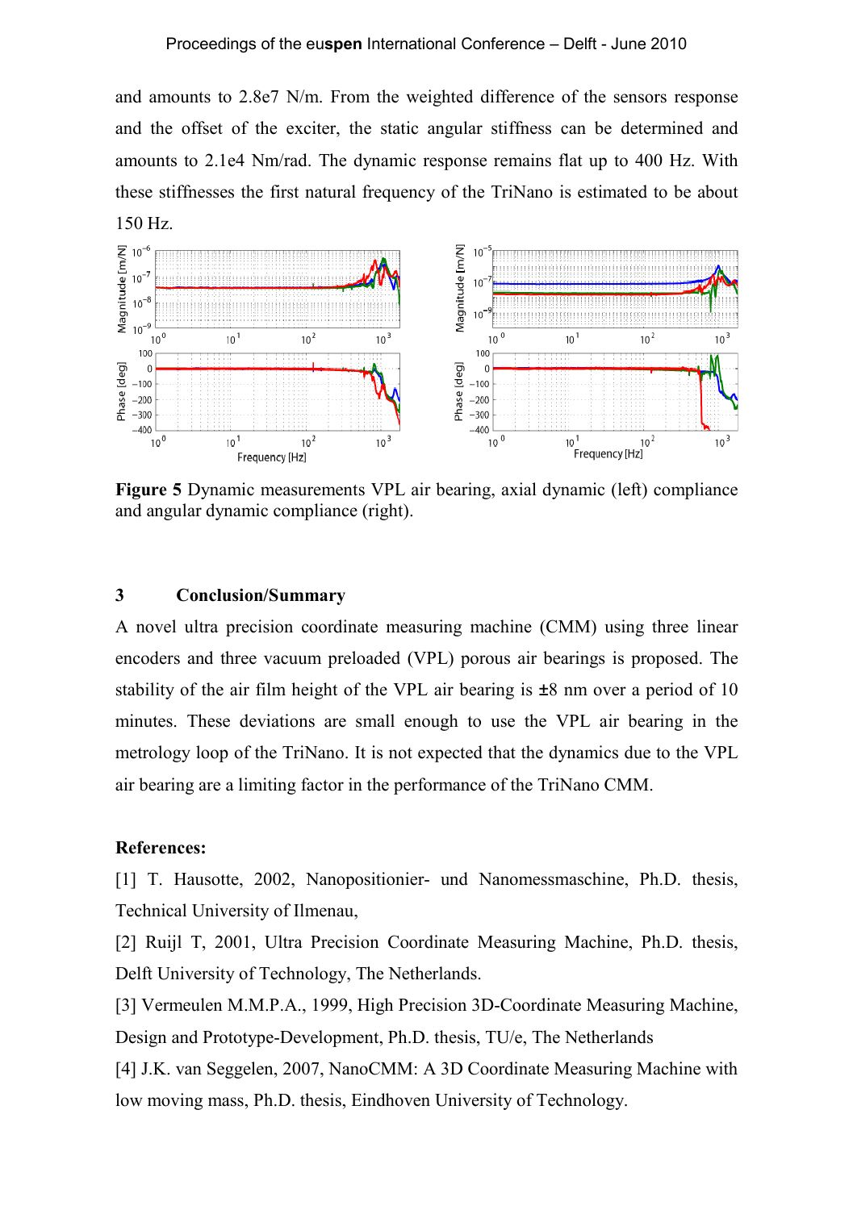and amounts to 2.8e7 N/m. From the weighted difference of the sensors response and the offset of the exciter, the static angular stiffness can be determined and amounts to 2.1e4 Nm/rad. The dynamic response remains flat up to 400 Hz. With these stiffnesses the first natural frequency of the TriNano is estimated to be about 150 Hz.

Magnitude [m/N]
$10^{-6}$
$10^{-7}$
$10^{-8}$
$10^{-9}$
$10^{0}$ $10^{1}$ $10^{2}$ $10^{3}$
Phase [deg]
100
0
−100
−200
−300
−400
$10^{0}$ $10^{1}$ $10^{2}$ $10^{3}$
Frequency [Hz]

Magnitude [m/N]
$10^{-5}$
$10^{-7}$
$10^{-9}$
$10^{0}$ $10^{1}$ $10^{2}$ $10^{3}$
Phase [deg]
100
0
−100
−200
−300
−400
$10^{0}$ $10^{1}$ $10^{2}$ $10^{3}$
Frequency [Hz]

**Figure 5** Dynamic measurements VPL air bearing, axial dynamic (left) compliance and angular dynamic compliance (right).

## 3 Conclusion/Summary

A novel ultra precision coordinate measuring machine (CMM) using three linear encoders and three vacuum preloaded (VPL) porous air bearings is proposed. The stability of the air film height of the VPL air bearing is ±8 nm over a period of 10 minutes. These deviations are small enough to use the VPL air bearing in the metrology loop of the TriNano. It is not expected that the dynamics due to the VPL air bearing are a limiting factor in the performance of the TriNano CMM.

**References:**

[1] T. Hausotte, 2002, Nanopositionier- und Nanomessmaschine, Ph.D. thesis, Technical University of Ilmenau,

[2] Ruijl T, 2001, Ultra Precision Coordinate Measuring Machine, Ph.D. thesis, Delft University of Technology, The Netherlands.

[3] Vermeulen M.M.P.A., 1999, High Precision 3D-Coordinate Measuring Machine, Design and Prototype-Development, Ph.D. thesis, TU/e, The Netherlands

[4] J.K. van Seggelen, 2007, NanoCMM: A 3D Coordinate Measuring Machine with low moving mass, Ph.D. thesis, Eindhoven University of Technology.